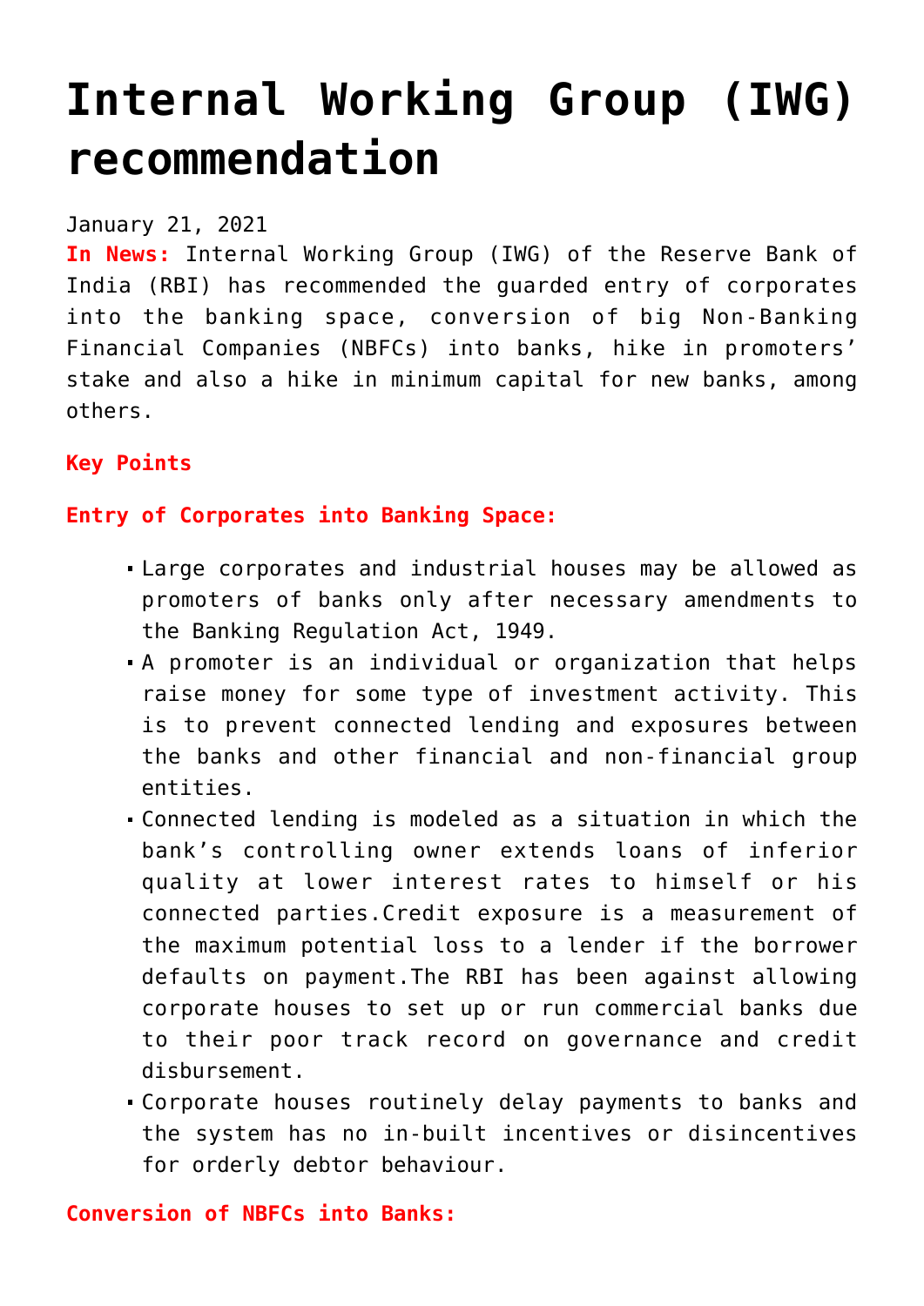# Internal Working Group (IWG) recommendation

January 21, 2021

**In News:** Internal Working Group (IWG) of the Reserve Bank of India (RBI) has recommended the guarded entry of corporates into the banking space, conversion of big Non-Banking Financial Companies (NBFCs) into banks, hike in promoters' stake and also a hike in minimum capital for new banks, among others.

**Key Points**

**Entry of Corporates into Banking Space:**

- Large corporates and industrial houses may be allowed as promoters of banks only after necessary amendments to the Banking Regulation Act, 1949.
- A promoter is an individual or organization that helps raise money for some type of investment activity. This is to prevent connected lending and exposures between the banks and other financial and non-financial group entities.
- Connected lending is modeled as a situation in which the bank's controlling owner extends loans of inferior quality at lower interest rates to himself or his connected parties.Credit exposure is a measurement of the maximum potential loss to a lender if the borrower defaults on payment.The RBI has been against allowing corporate houses to set up or run commercial banks due to their poor track record on governance and credit disbursement.
- Corporate houses routinely delay payments to banks and the system has no in-built incentives or disincentives for orderly debtor behaviour.

**Conversion of NBFCs into Banks:**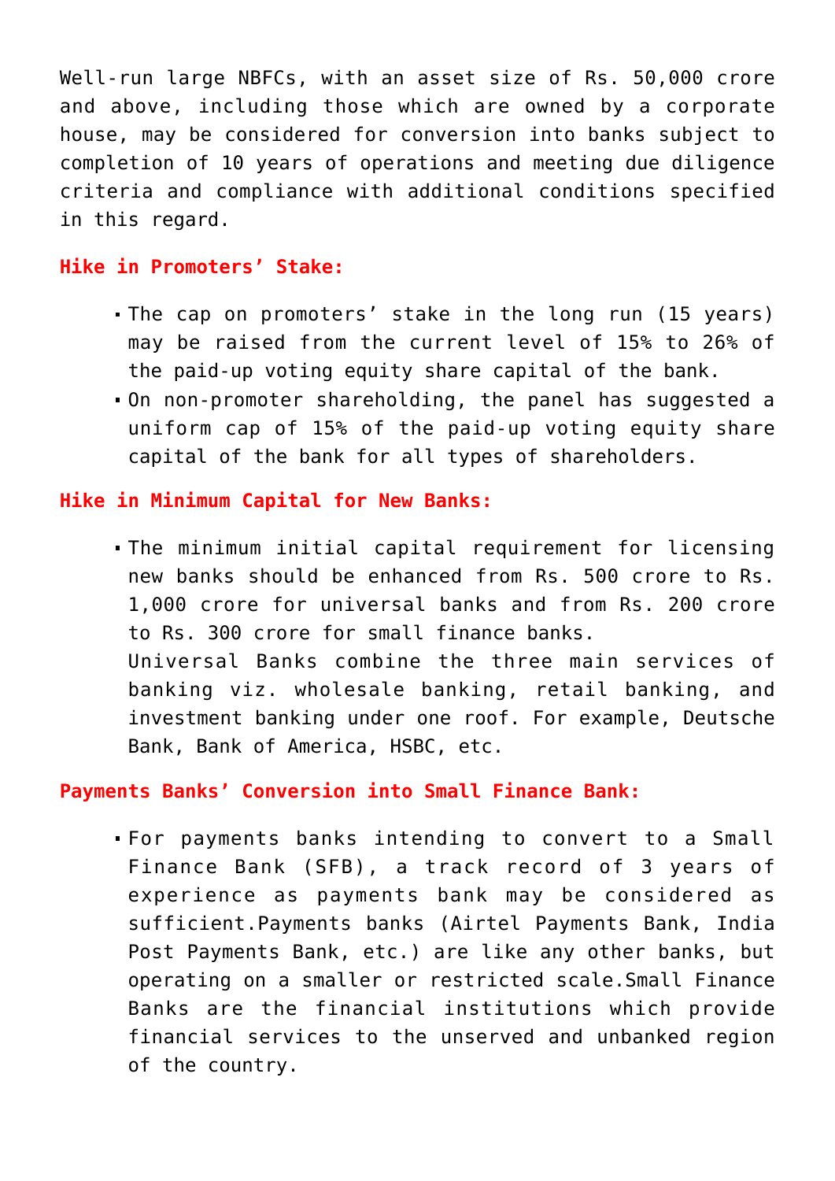Well-run large NBFCs, with an asset size of Rs. 50,000 crore and above, including those which are owned by a corporate house, may be considered for conversion into banks subject to completion of 10 years of operations and meeting due diligence criteria and compliance with additional conditions specified in this regard.

**Hike in Promoters' Stake:**

- The cap on promoters' stake in the long run (15 years) may be raised from the current level of 15% to 26% of the paid-up voting equity share capital of the bank.
- On non-promoter shareholding, the panel has suggested a uniform cap of 15% of the paid-up voting equity share capital of the bank for all types of shareholders.

**Hike in Minimum Capital for New Banks:**

- The minimum initial capital requirement for licensing new banks should be enhanced from Rs. 500 crore to Rs. 1,000 crore for universal banks and from Rs. 200 crore to Rs. 300 crore for small finance banks.
  Universal Banks combine the three main services of banking viz. wholesale banking, retail banking, and investment banking under one roof. For example, Deutsche Bank, Bank of America, HSBC, etc.

**Payments Banks' Conversion into Small Finance Bank:**

- For payments banks intending to convert to a Small Finance Bank (SFB), a track record of 3 years of experience as payments bank may be considered as sufficient.Payments banks (Airtel Payments Bank, India Post Payments Bank, etc.) are like any other banks, but operating on a smaller or restricted scale.Small Finance Banks are the financial institutions which provide financial services to the unserved and unbanked region of the country.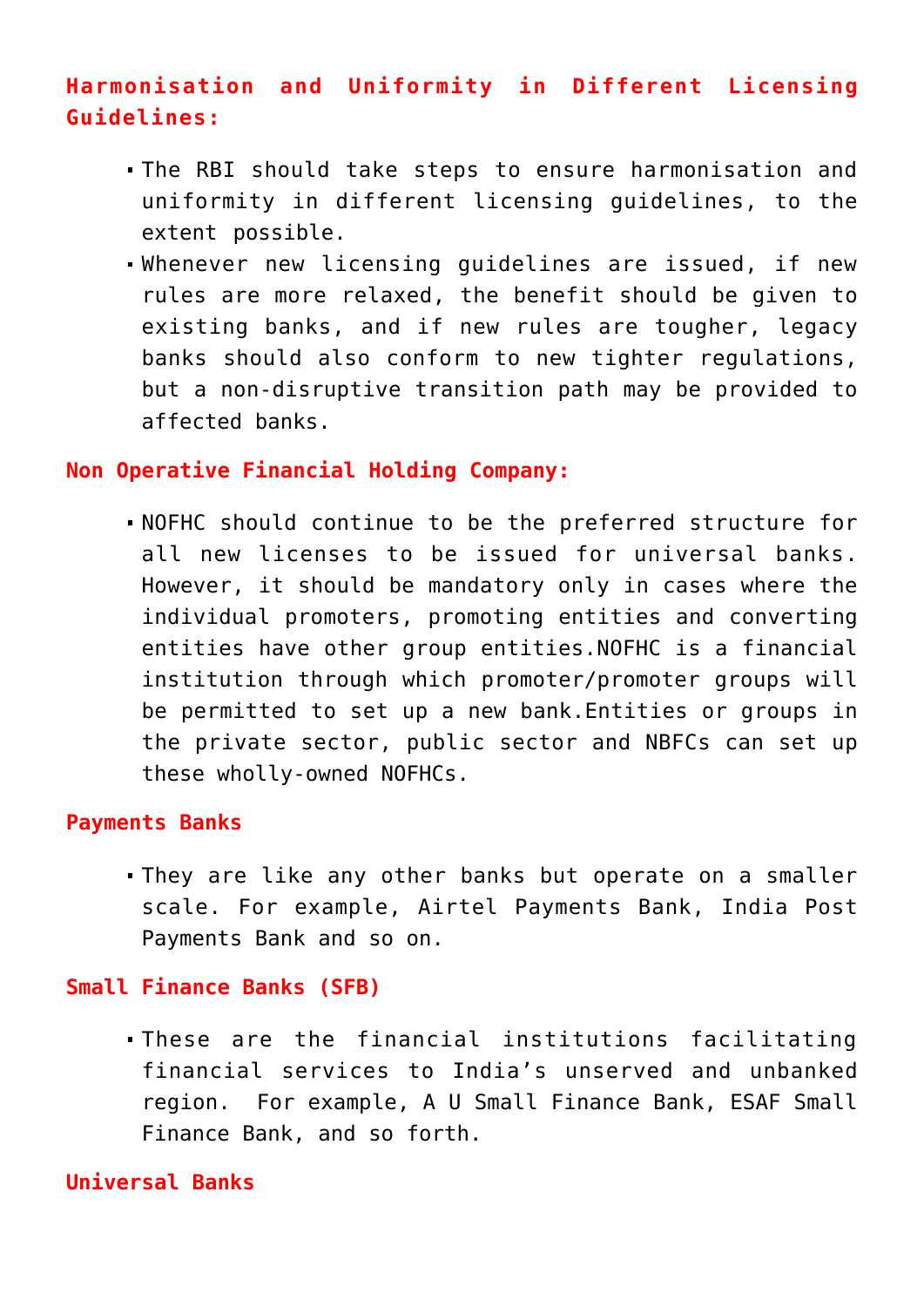## Harmonisation and Uniformity in Different Licensing Guidelines:

- The RBI should take steps to ensure harmonisation and uniformity in different licensing guidelines, to the extent possible.
- Whenever new licensing guidelines are issued, if new rules are more relaxed, the benefit should be given to existing banks, and if new rules are tougher, legacy banks should also conform to new tighter regulations, but a non-disruptive transition path may be provided to affected banks.

## Non Operative Financial Holding Company:

- NOFHC should continue to be the preferred structure for all new licenses to be issued for universal banks. However, it should be mandatory only in cases where the individual promoters, promoting entities and converting entities have other group entities.NOFHC is a financial institution through which promoter/promoter groups will be permitted to set up a new bank.Entities or groups in the private sector, public sector and NBFCs can set up these wholly-owned NOFHCs.

## Payments Banks

- They are like any other banks but operate on a smaller scale. For example, Airtel Payments Bank, India Post Payments Bank and so on.

## Small Finance Banks (SFB)

- These are the financial institutions facilitating financial services to India's unserved and unbanked region. For example, A U Small Finance Bank, ESAF Small Finance Bank, and so forth.

## Universal Banks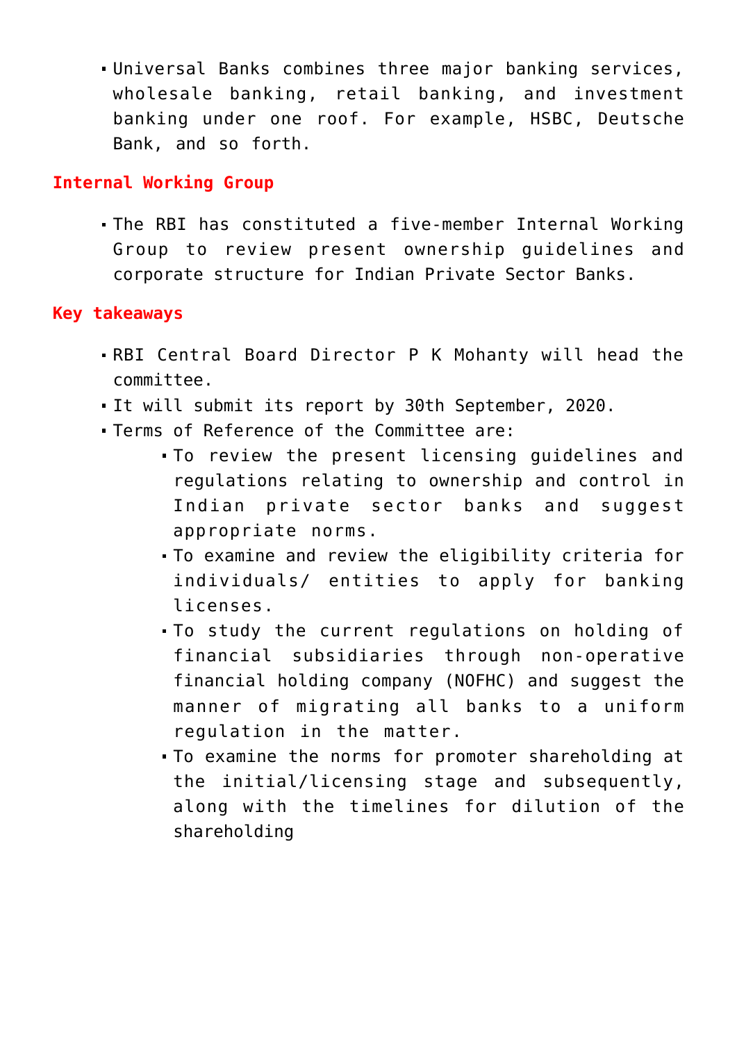- Universal Banks combines three major banking services, wholesale banking, retail banking, and investment banking under one roof. For example, HSBC, Deutsche Bank, and so forth.

## Internal Working Group

- The RBI has constituted a five-member Internal Working Group to review present ownership guidelines and corporate structure for Indian Private Sector Banks.

## Key takeaways

- RBI Central Board Director P K Mohanty will head the committee.
- It will submit its report by 30th September, 2020.
- Terms of Reference of the Committee are:
  - To review the present licensing guidelines and regulations relating to ownership and control in Indian private sector banks and suggest appropriate norms.
  - To examine and review the eligibility criteria for individuals/ entities to apply for banking licenses.
  - To study the current regulations on holding of financial subsidiaries through non-operative financial holding company (NOFHC) and suggest the manner of migrating all banks to a uniform regulation in the matter.
  - To examine the norms for promoter shareholding at the initial/licensing stage and subsequently, along with the timelines for dilution of the shareholding